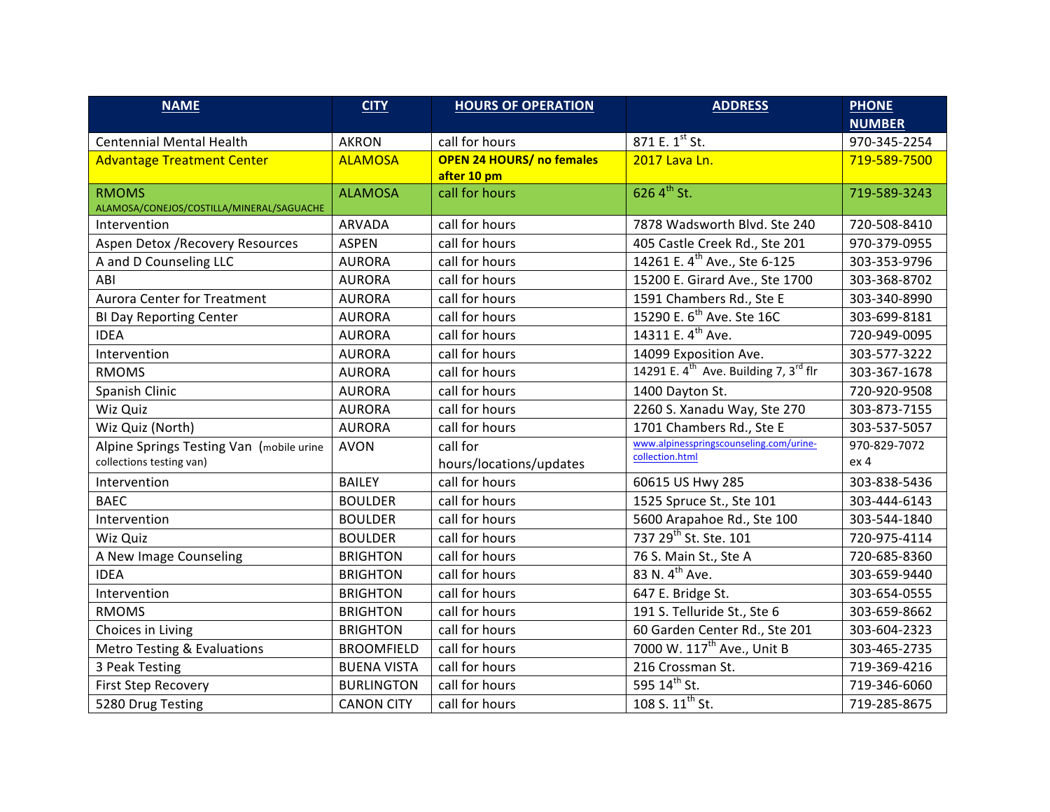| NAME | CITY | HOURS OF OPERATION | ADDRESS | PHONE NUMBER |
|---|---|---|---|---|
| Centennial Mental Health | AKRON | call for hours | 871 E. 1st St. | 970-345-2254 |
| Advantage Treatment Center | ALAMOSA | **OPEN 24 HOURS/ no females after 10 pm** | 2017 Lava Ln. | 719-589-7500 |
| RMOMS ALAMOSA/CONEJOS/COSTILLA/MINERAL/SAGUACHE | ALAMOSA | call for hours | 626 4th St. | 719-589-3243 |
| Intervention | ARVADA | call for hours | 7878 Wadsworth Blvd. Ste 240 | 720-508-8410 |
| Aspen Detox /Recovery Resources | ASPEN | call for hours | 405 Castle Creek Rd., Ste 201 | 970-379-0955 |
| A and D Counseling LLC | AURORA | call for hours | 14261 E. 4th Ave., Ste 6-125 | 303-353-9796 |
| ABI | AURORA | call for hours | 15200 E. Girard Ave., Ste 1700 | 303-368-8702 |
| Aurora Center for Treatment | AURORA | call for hours | 1591 Chambers Rd., Ste E | 303-340-8990 |
| BI Day Reporting Center | AURORA | call for hours | 15290 E. 6th Ave. Ste 16C | 303-699-8181 |
| IDEA | AURORA | call for hours | 14311 E. 4th Ave. | 720-949-0095 |
| Intervention | AURORA | call for hours | 14099 Exposition Ave. | 303-577-3222 |
| RMOMS | AURORA | call for hours | 14291 E. 4th Ave. Building 7, 3rd flr | 303-367-1678 |
| Spanish Clinic | AURORA | call for hours | 1400 Dayton St. | 720-920-9508 |
| Wiz Quiz | AURORA | call for hours | 2260 S. Xanadu Way, Ste 270 | 303-873-7155 |
| Wiz Quiz (North) | AURORA | call for hours | 1701 Chambers Rd., Ste E | 303-537-5057 |
| Alpine Springs Testing Van (mobile urine collections testing van) | AVON | call for hours/locations/updates | www.alpinespringscounseling.com/urine-collection.html | 970-829-7072 ex 4 |
| Intervention | BAILEY | call for hours | 60615 US Hwy 285 | 303-838-5436 |
| BAEC | BOULDER | call for hours | 1525 Spruce St., Ste 101 | 303-444-6143 |
| Intervention | BOULDER | call for hours | 5600 Arapahoe Rd., Ste 100 | 303-544-1840 |
| Wiz Quiz | BOULDER | call for hours | 737 29th St. Ste. 101 | 720-975-4114 |
| A New Image Counseling | BRIGHTON | call for hours | 76 S. Main St., Ste A | 720-685-8360 |
| IDEA | BRIGHTON | call for hours | 83 N. 4th Ave. | 303-659-9440 |
| Intervention | BRIGHTON | call for hours | 647 E. Bridge St. | 303-654-0555 |
| RMOMS | BRIGHTON | call for hours | 191 S. Telluride St., Ste 6 | 303-659-8662 |
| Choices in Living | BRIGHTON | call for hours | 60 Garden Center Rd., Ste 201 | 303-604-2323 |
| Metro Testing & Evaluations | BROOMFIELD | call for hours | 7000 W. 117th Ave., Unit B | 303-465-2735 |
| 3 Peak Testing | BUENA VISTA | call for hours | 216 Crossman St. | 719-369-4216 |
| First Step Recovery | BURLINGTON | call for hours | 595 14th St. | 719-346-6060 |
| 5280 Drug Testing | CANON CITY | call for hours | 108 S. 11th St. | 719-285-8675 |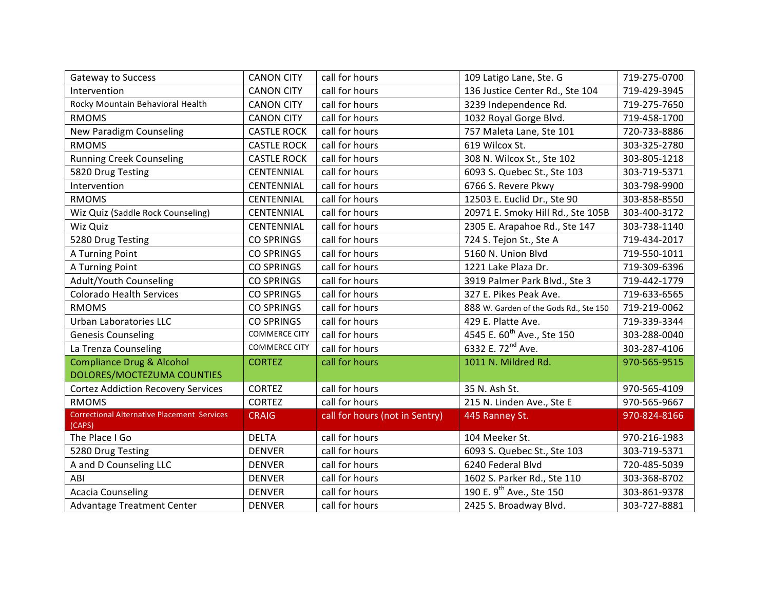| Gateway to Success | CANON CITY | call for hours | 109 Latigo Lane, Ste. G | 719-275-0700 |
|---|---|---|---|---|
| Intervention | CANON CITY | call for hours | 136 Justice Center Rd., Ste 104 | 719-429-3945 |
| Rocky Mountain Behavioral Health | CANON CITY | call for hours | 3239 Independence Rd. | 719-275-7650 |
| RMOMS | CANON CITY | call for hours | 1032 Royal Gorge Blvd. | 719-458-1700 |
| New Paradigm Counseling | CASTLE ROCK | call for hours | 757 Maleta Lane, Ste 101 | 720-733-8886 |
| RMOMS | CASTLE ROCK | call for hours | 619 Wilcox St. | 303-325-2780 |
| Running Creek Counseling | CASTLE ROCK | call for hours | 308 N. Wilcox St., Ste 102 | 303-805-1218 |
| 5820 Drug Testing | CENTENNIAL | call for hours | 6093 S. Quebec St., Ste 103 | 303-719-5371 |
| Intervention | CENTENNIAL | call for hours | 6766 S. Revere Pkwy | 303-798-9900 |
| RMOMS | CENTENNIAL | call for hours | 12503 E. Euclid Dr., Ste 90 | 303-858-8550 |
| Wiz Quiz (Saddle Rock Counseling) | CENTENNIAL | call for hours | 20971 E. Smoky Hill Rd., Ste 105B | 303-400-3172 |
| Wiz Quiz | CENTENNIAL | call for hours | 2305 E. Arapahoe Rd., Ste 147 | 303-738-1140 |
| 5280 Drug Testing | CO SPRINGS | call for hours | 724 S. Tejon St., Ste A | 719-434-2017 |
| A Turning Point | CO SPRINGS | call for hours | 5160 N. Union Blvd | 719-550-1011 |
| A Turning Point | CO SPRINGS | call for hours | 1221 Lake Plaza Dr. | 719-309-6396 |
| Adult/Youth Counseling | CO SPRINGS | call for hours | 3919 Palmer Park Blvd., Ste 3 | 719-442-1779 |
| Colorado Health Services | CO SPRINGS | call for hours | 327 E. Pikes Peak Ave. | 719-633-6565 |
| RMOMS | CO SPRINGS | call for hours | 888 W. Garden of the Gods Rd., Ste 150 | 719-219-0062 |
| Urban Laboratories LLC | CO SPRINGS | call for hours | 429 E. Platte Ave. | 719-339-3344 |
| Genesis Counseling | COMMERCE CITY | call for hours | 4545 E. 60th Ave., Ste 150 | 303-288-0040 |
| La Trenza Counseling | COMMERCE CITY | call for hours | 6332 E. 72nd Ave. | 303-287-4106 |
| Compliance Drug & Alcohol DOLORES/MOCTEZUMA COUNTIES | CORTEZ | call for hours | 1011 N. Mildred Rd. | 970-565-9515 |
| Cortez Addiction Recovery Services | CORTEZ | call for hours | 35 N. Ash St. | 970-565-4109 |
| RMOMS | CORTEZ | call for hours | 215 N. Linden Ave., Ste E | 970-565-9667 |
| Correctional Alternative Placement Services (CAPS) | CRAIG | call for hours (not in Sentry) | 445 Ranney St. | 970-824-8166 |
| The Place I Go | DELTA | call for hours | 104 Meeker St. | 970-216-1983 |
| 5280 Drug Testing | DENVER | call for hours | 6093 S. Quebec St., Ste 103 | 303-719-5371 |
| A and D Counseling LLC | DENVER | call for hours | 6240 Federal Blvd | 720-485-5039 |
| ABI | DENVER | call for hours | 1602 S. Parker Rd., Ste 110 | 303-368-8702 |
| Acacia Counseling | DENVER | call for hours | 190 E. 9th Ave., Ste 150 | 303-861-9378 |
| Advantage Treatment Center | DENVER | call for hours | 2425 S. Broadway Blvd. | 303-727-8881 |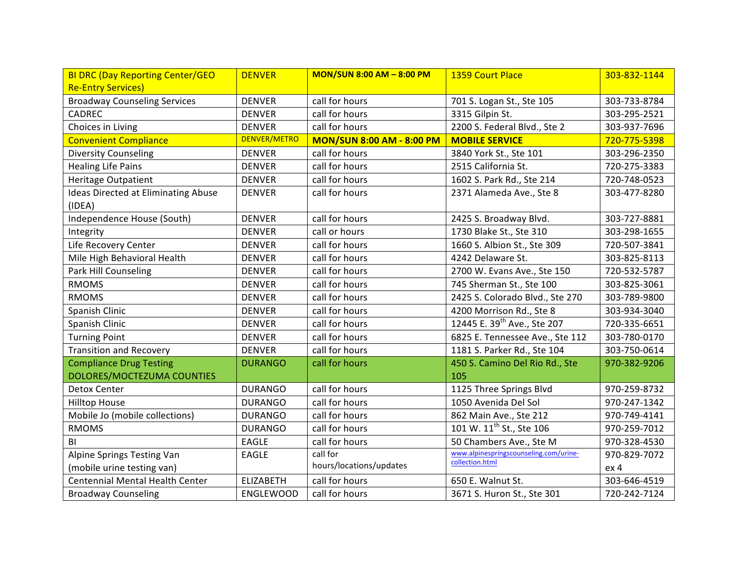| BI DRC (Day Reporting Center/GEO Re-Entry Services) | DENVER | **MON/SUN 8:00 AM – 8:00 PM** | 1359 Court Place | 303-832-1144 |
|---|---|---|---|---|
| Broadway Counseling Services | DENVER | call for hours | 701 S. Logan St., Ste 105 | 303-733-8784 |
| CADREC | DENVER | call for hours | 3315 Gilpin St. | 303-295-2521 |
| Choices in Living | DENVER | call for hours | 2200 S. Federal Blvd., Ste 2 | 303-937-7696 |
| Convenient Compliance | DENVER/METRO | **MON/SUN 8:00 AM - 8:00 PM** | **MOBILE SERVICE** | 720-775-5398 |
| Diversity Counseling | DENVER | call for hours | 3840 York St., Ste 101 | 303-296-2350 |
| Healing Life Pains | DENVER | call for hours | 2515 California St. | 720-275-3383 |
| Heritage Outpatient | DENVER | call for hours | 1602 S. Park Rd., Ste 214 | 720-748-0523 |
| Ideas Directed at Eliminating Abuse (IDEA) | DENVER | call for hours | 2371 Alameda Ave., Ste 8 | 303-477-8280 |
| Independence House (South) | DENVER | call for hours | 2425 S. Broadway Blvd. | 303-727-8881 |
| Integrity | DENVER | call or hours | 1730 Blake St., Ste 310 | 303-298-1655 |
| Life Recovery Center | DENVER | call for hours | 1660 S. Albion St., Ste 309 | 720-507-3841 |
| Mile High Behavioral Health | DENVER | call for hours | 4242 Delaware St. | 303-825-8113 |
| Park Hill Counseling | DENVER | call for hours | 2700 W. Evans Ave., Ste 150 | 720-532-5787 |
| RMOMS | DENVER | call for hours | 745 Sherman St., Ste 100 | 303-825-3061 |
| RMOMS | DENVER | call for hours | 2425 S. Colorado Blvd., Ste 270 | 303-789-9800 |
| Spanish Clinic | DENVER | call for hours | 4200 Morrison Rd., Ste 8 | 303-934-3040 |
| Spanish Clinic | DENVER | call for hours | 12445 E. 39th Ave., Ste 207 | 720-335-6651 |
| Turning Point | DENVER | call for hours | 6825 E. Tennessee Ave., Ste 112 | 303-780-0170 |
| Transition and Recovery | DENVER | call for hours | 1181 S. Parker Rd., Ste 104 | 303-750-0614 |
| Compliance Drug Testing DOLORES/MOCTEZUMA COUNTIES | DURANGO | call for hours | 450 S. Camino Del Rio Rd., Ste 105 | 970-382-9206 |
| Detox Center | DURANGO | call for hours | 1125 Three Springs Blvd | 970-259-8732 |
| Hilltop House | DURANGO | call for hours | 1050 Avenida Del Sol | 970-247-1342 |
| Mobile Jo (mobile collections) | DURANGO | call for hours | 862 Main Ave., Ste 212 | 970-749-4141 |
| RMOMS | DURANGO | call for hours | 101 W. 11th St., Ste 106 | 970-259-7012 |
| BI | EAGLE | call for hours | 50 Chambers Ave., Ste M | 970-328-4530 |
| Alpine Springs Testing Van (mobile urine testing van) | EAGLE | call for hours/locations/updates | www.alpinespringscounseling.com/urine-collection.html | 970-829-7072 ex 4 |
| Centennial Mental Health Center | ELIZABETH | call for hours | 650 E. Walnut St. | 303-646-4519 |
| Broadway Counseling | ENGLEWOOD | call for hours | 3671 S. Huron St., Ste 301 | 720-242-7124 |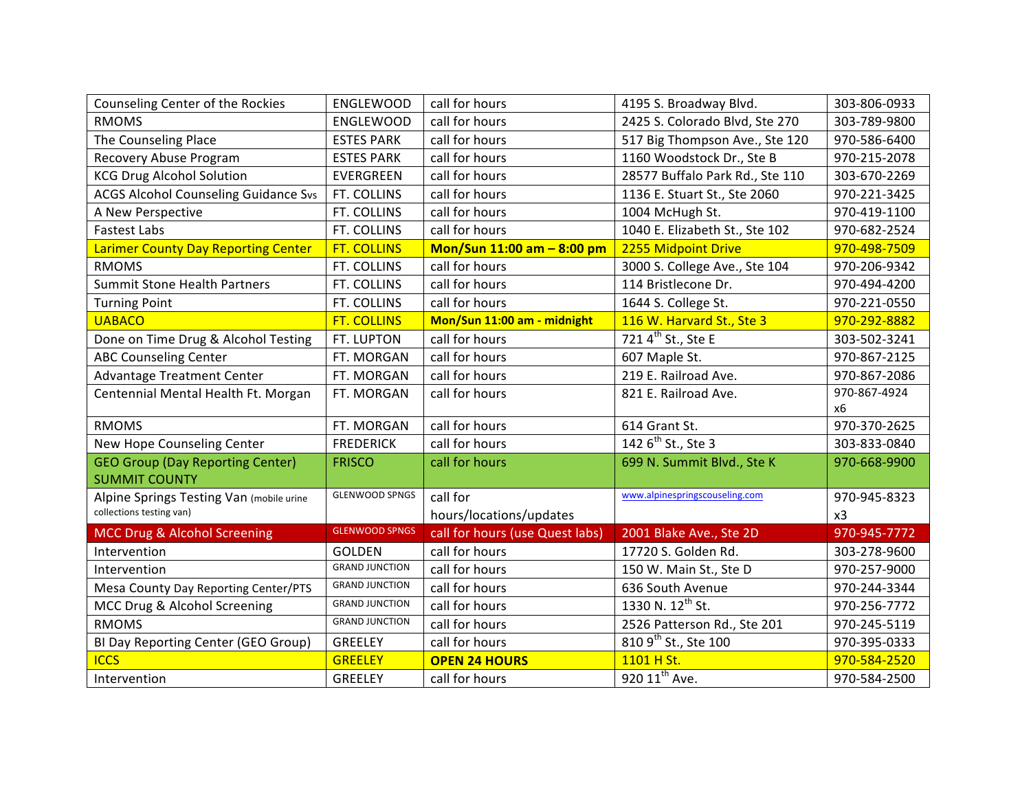| Counseling Center of the Rockies | ENGLEWOOD | call for hours | 4195 S. Broadway Blvd. | 303-806-0933 |
|---|---|---|---|---|
| RMOMS | ENGLEWOOD | call for hours | 2425 S. Colorado Blvd, Ste 270 | 303-789-9800 |
| The Counseling Place | ESTES PARK | call for hours | 517 Big Thompson Ave., Ste 120 | 970-586-6400 |
| Recovery Abuse Program | ESTES PARK | call for hours | 1160 Woodstock Dr., Ste B | 970-215-2078 |
| KCG Drug Alcohol Solution | EVERGREEN | call for hours | 28577 Buffalo Park Rd., Ste 110 | 303-670-2269 |
| ACGS Alcohol Counseling Guidance Svs | FT. COLLINS | call for hours | 1136 E. Stuart St., Ste 2060 | 970-221-3425 |
| A New Perspective | FT. COLLINS | call for hours | 1004 McHugh St. | 970-419-1100 |
| Fastest Labs | FT. COLLINS | call for hours | 1040 E. Elizabeth St., Ste 102 | 970-682-2524 |
| Larimer County Day Reporting Center | FT. COLLINS | **Mon/Sun 11:00 am – 8:00 pm** | 2255 Midpoint Drive | 970-498-7509 |
| RMOMS | FT. COLLINS | call for hours | 3000 S. College Ave., Ste 104 | 970-206-9342 |
| Summit Stone Health Partners | FT. COLLINS | call for hours | 114 Bristlecone Dr. | 970-494-4200 |
| Turning Point | FT. COLLINS | call for hours | 1644 S. College St. | 970-221-0550 |
| UABACO | FT. COLLINS | **Mon/Sun 11:00 am - midnight** | 116 W. Harvard St., Ste 3 | 970-292-8882 |
| Done on Time Drug & Alcohol Testing | FT. LUPTON | call for hours | 721 4th St., Ste E | 303-502-3241 |
| ABC Counseling Center | FT. MORGAN | call for hours | 607 Maple St. | 970-867-2125 |
| Advantage Treatment Center | FT. MORGAN | call for hours | 219 E. Railroad Ave. | 970-867-2086 |
| Centennial Mental Health Ft. Morgan | FT. MORGAN | call for hours | 821 E. Railroad Ave. | 970-867-4924 x6 |
| RMOMS | FT. MORGAN | call for hours | 614 Grant St. | 970-370-2625 |
| New Hope Counseling Center | FREDERICK | call for hours | 142 6th St., Ste 3 | 303-833-0840 |
| GEO Group (Day Reporting Center) SUMMIT COUNTY | FRISCO | call for hours | 699 N. Summit Blvd., Ste K | 970-668-9900 |
| Alpine Springs Testing Van (mobile urine collections testing van) | GLENWOOD SPNGS | call for hours/locations/updates | www.alpinespringscouseling.com | 970-945-8323 x3 |
| MCC Drug & Alcohol Screening | GLENWOOD SPNGS | call for hours (use Quest labs) | 2001 Blake Ave., Ste 2D | 970-945-7772 |
| Intervention | GOLDEN | call for hours | 17720 S. Golden Rd. | 303-278-9600 |
| Intervention | GRAND JUNCTION | call for hours | 150 W. Main St., Ste D | 970-257-9000 |
| Mesa County Day Reporting Center/PTS | GRAND JUNCTION | call for hours | 636 South Avenue | 970-244-3344 |
| MCC Drug & Alcohol Screening | GRAND JUNCTION | call for hours | 1330 N. 12th St. | 970-256-7772 |
| RMOMS | GRAND JUNCTION | call for hours | 2526 Patterson Rd., Ste 201 | 970-245-5119 |
| BI Day Reporting Center (GEO Group) | GREELEY | call for hours | 810 9th St., Ste 100 | 970-395-0333 |
| ICCS | GREELEY | **OPEN 24 HOURS** | 1101 H St. | 970-584-2520 |
| Intervention | GREELEY | call for hours | 920 11th Ave. | 970-584-2500 |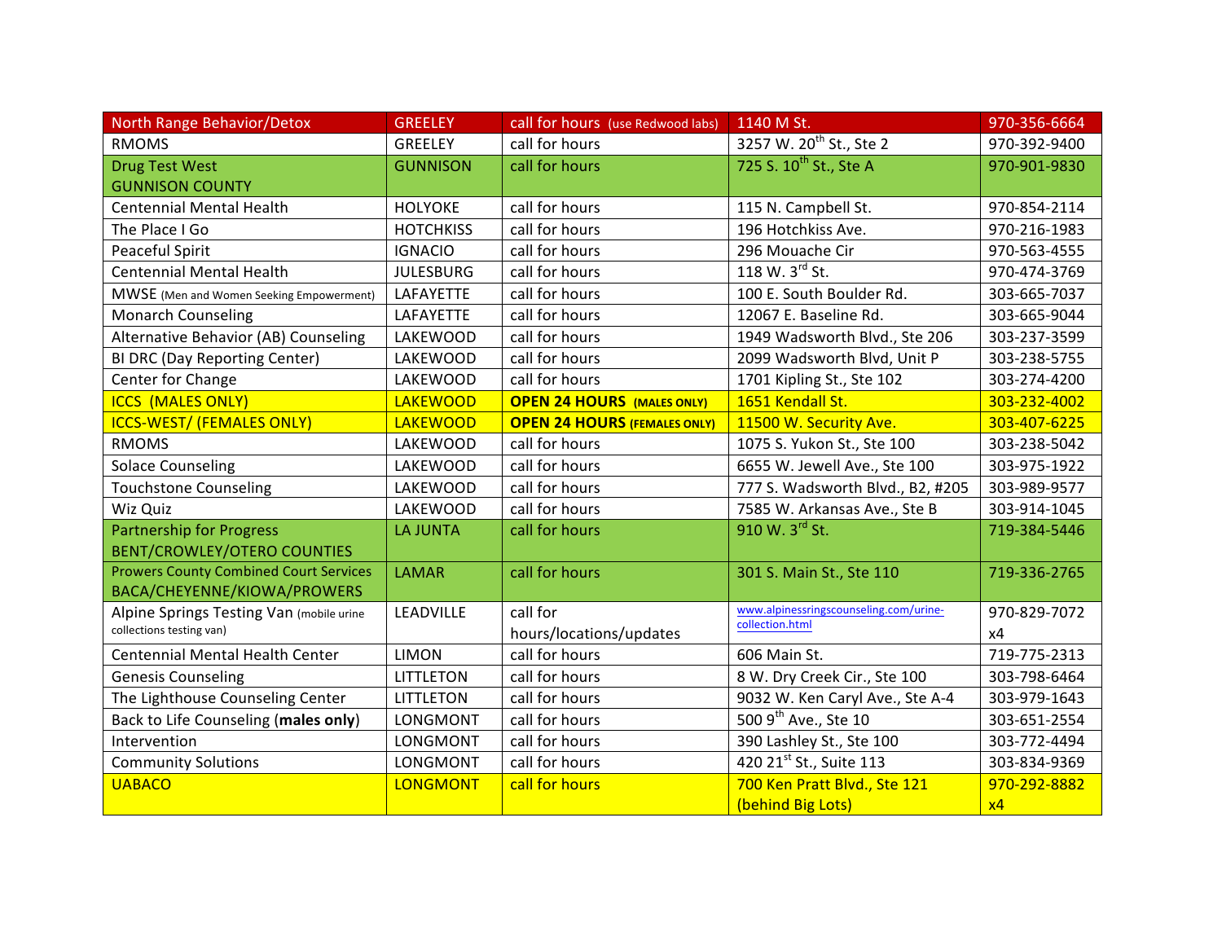| North Range Behavior/Detox | GREELEY | call for hours (use Redwood labs) | 1140 M St. | 970-356-6664 |
|---|---|---|---|---|
| RMOMS | GREELEY | call for hours | 3257 W. 20th St., Ste 2 | 970-392-9400 |
| Drug Test West GUNNISON COUNTY | GUNNISON | call for hours | 725 S. 10th St., Ste A | 970-901-9830 |
| Centennial Mental Health | HOLYOKE | call for hours | 115 N. Campbell St. | 970-854-2114 |
| The Place I Go | HOTCHKISS | call for hours | 196 Hotchkiss Ave. | 970-216-1983 |
| Peaceful Spirit | IGNACIO | call for hours | 296 Mouache Cir | 970-563-4555 |
| Centennial Mental Health | JULESBURG | call for hours | 118 W. 3rd St. | 970-474-3769 |
| MWSE (Men and Women Seeking Empowerment) | LAFAYETTE | call for hours | 100 E. South Boulder Rd. | 303-665-7037 |
| Monarch Counseling | LAFAYETTE | call for hours | 12067 E. Baseline Rd. | 303-665-9044 |
| Alternative Behavior (AB) Counseling | LAKEWOOD | call for hours | 1949 Wadsworth Blvd., Ste 206 | 303-237-3599 |
| BI DRC (Day Reporting Center) | LAKEWOOD | call for hours | 2099 Wadsworth Blvd, Unit P | 303-238-5755 |
| Center for Change | LAKEWOOD | call for hours | 1701 Kipling St., Ste 102 | 303-274-4200 |
| ICCS (MALES ONLY) | LAKEWOOD | **OPEN 24 HOURS (MALES ONLY)** | 1651 Kendall St. | 303-232-4002 |
| ICCS-WEST/ (FEMALES ONLY) | LAKEWOOD | **OPEN 24 HOURS (FEMALES ONLY)** | 11500 W. Security Ave. | 303-407-6225 |
| RMOMS | LAKEWOOD | call for hours | 1075 S. Yukon St., Ste 100 | 303-238-5042 |
| Solace Counseling | LAKEWOOD | call for hours | 6655 W. Jewell Ave., Ste 100 | 303-975-1922 |
| Touchstone Counseling | LAKEWOOD | call for hours | 777 S. Wadsworth Blvd., B2, #205 | 303-989-9577 |
| Wiz Quiz | LAKEWOOD | call for hours | 7585 W. Arkansas Ave., Ste B | 303-914-1045 |
| Partnership for Progress BENT/CROWLEY/OTERO COUNTIES | LA JUNTA | call for hours | 910 W. 3rd St. | 719-384-5446 |
| Prowers County Combined Court Services BACA/CHEYENNE/KIOWA/PROWERS | LAMAR | call for hours | 301 S. Main St., Ste 110 | 719-336-2765 |
| Alpine Springs Testing Van (mobile urine collections testing van) | LEADVILLE | call for hours/locations/updates | www.alpinessringscounseling.com/urine-collection.html | 970-829-7072 x4 |
| Centennial Mental Health Center | LIMON | call for hours | 606 Main St. | 719-775-2313 |
| Genesis Counseling | LITTLETON | call for hours | 8 W. Dry Creek Cir., Ste 100 | 303-798-6464 |
| The Lighthouse Counseling Center | LITTLETON | call for hours | 9032 W. Ken Caryl Ave., Ste A-4 | 303-979-1643 |
| Back to Life Counseling (**males only**) | LONGMONT | call for hours | 500 9th Ave., Ste 10 | 303-651-2554 |
| Intervention | LONGMONT | call for hours | 390 Lashley St., Ste 100 | 303-772-4494 |
| Community Solutions | LONGMONT | call for hours | 420 21st St., Suite 113 | 303-834-9369 |
| UABACO | LONGMONT | call for hours | 700 Ken Pratt Blvd., Ste 121 (behind Big Lots) | 970-292-8882 x4 |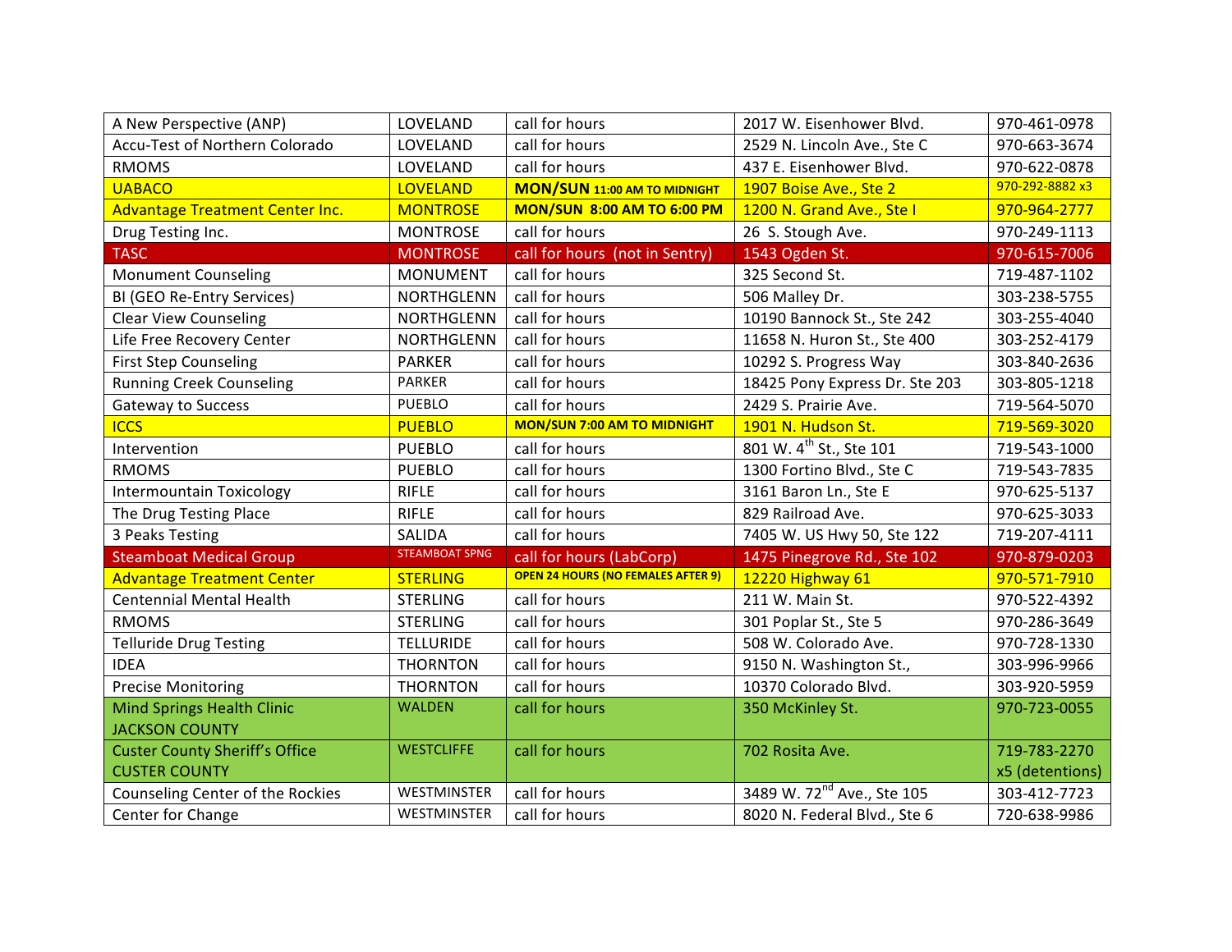| | | | | |
|---|---|---|---|---|
| A New Perspective (ANP) | LOVELAND | call for hours | 2017 W. Eisenhower Blvd. | 970-461-0978 |
| Accu-Test of Northern Colorado | LOVELAND | call for hours | 2529 N. Lincoln Ave., Ste C | 970-663-3674 |
| RMOMS | LOVELAND | call for hours | 437 E. Eisenhower Blvd. | 970-622-0878 |
| UABACO | LOVELAND | **MON/SUN 11:00 AM TO MIDNIGHT** | 1907 Boise Ave., Ste 2 | 970-292-8882 x3 |
| Advantage Treatment Center Inc. | MONTROSE | **MON/SUN 8:00 AM TO 6:00 PM** | 1200 N. Grand Ave., Ste I | 970-964-2777 |
| Drug Testing Inc. | MONTROSE | call for hours | 26 S. Stough Ave. | 970-249-1113 |
| TASC | MONTROSE | call for hours (not in Sentry) | 1543 Ogden St. | 970-615-7006 |
| Monument Counseling | MONUMENT | call for hours | 325 Second St. | 719-487-1102 |
| BI (GEO Re-Entry Services) | NORTHGLENN | call for hours | 506 Malley Dr. | 303-238-5755 |
| Clear View Counseling | NORTHGLENN | call for hours | 10190 Bannock St., Ste 242 | 303-255-4040 |
| Life Free Recovery Center | NORTHGLENN | call for hours | 11658 N. Huron St., Ste 400 | 303-252-4179 |
| First Step Counseling | PARKER | call for hours | 10292 S. Progress Way | 303-840-2636 |
| Running Creek Counseling | PARKER | call for hours | 18425 Pony Express Dr. Ste 203 | 303-805-1218 |
| Gateway to Success | PUEBLO | call for hours | 2429 S. Prairie Ave. | 719-564-5070 |
| ICCS | PUEBLO | **MON/SUN 7:00 AM TO MIDNIGHT** | 1901 N. Hudson St. | 719-569-3020 |
| Intervention | PUEBLO | call for hours | 801 W. 4th St., Ste 101 | 719-543-1000 |
| RMOMS | PUEBLO | call for hours | 1300 Fortino Blvd., Ste C | 719-543-7835 |
| Intermountain Toxicology | RIFLE | call for hours | 3161 Baron Ln., Ste E | 970-625-5137 |
| The Drug Testing Place | RIFLE | call for hours | 829 Railroad Ave. | 970-625-3033 |
| 3 Peaks Testing | SALIDA | call for hours | 7405 W. US Hwy 50, Ste 122 | 719-207-4111 |
| Steamboat Medical Group | STEAMBOAT SPNG | call for hours (LabCorp) | 1475 Pinegrove Rd., Ste 102 | 970-879-0203 |
| Advantage Treatment Center | STERLING | **OPEN 24 HOURS (NO FEMALES AFTER 9)** | 12220 Highway 61 | 970-571-7910 |
| Centennial Mental Health | STERLING | call for hours | 211 W. Main St. | 970-522-4392 |
| RMOMS | STERLING | call for hours | 301 Poplar St., Ste 5 | 970-286-3649 |
| Telluride Drug Testing | TELLURIDE | call for hours | 508 W. Colorado Ave. | 970-728-1330 |
| IDEA | THORNTON | call for hours | 9150 N. Washington St., | 303-996-9966 |
| Precise Monitoring | THORNTON | call for hours | 10370 Colorado Blvd. | 303-920-5959 |
| Mind Springs Health Clinic JACKSON COUNTY | WALDEN | call for hours | 350 McKinley St. | 970-723-0055 |
| Custer County Sheriff's Office CUSTER COUNTY | WESTCLIFFE | call for hours | 702 Rosita Ave. | 719-783-2270 x5 (detentions) |
| Counseling Center of the Rockies | WESTMINSTER | call for hours | 3489 W. 72nd Ave., Ste 105 | 303-412-7723 |
| Center for Change | WESTMINSTER | call for hours | 8020 N. Federal Blvd., Ste 6 | 720-638-9986 |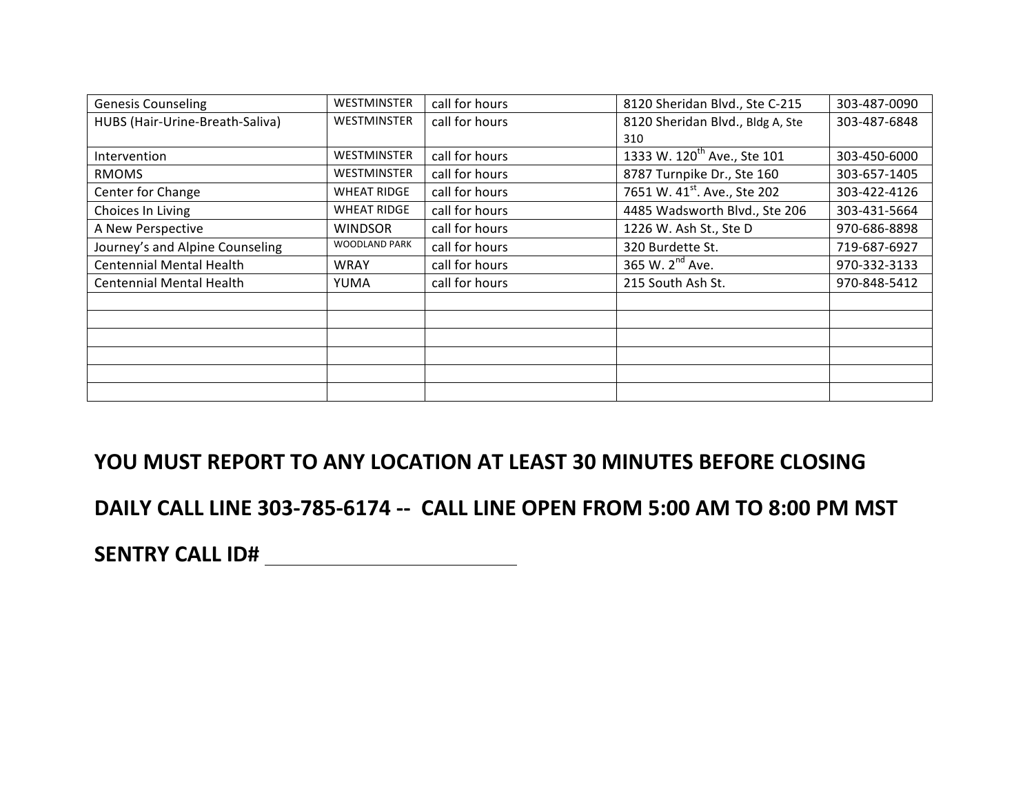| | | | | |
|---|---|---|---|---|
| Genesis Counseling | WESTMINSTER | call for hours | 8120 Sheridan Blvd., Ste C-215 | 303-487-0090 |
| HUBS (Hair-Urine-Breath-Saliva) | WESTMINSTER | call for hours | 8120 Sheridan Blvd., Bldg A, Ste 310 | 303-487-6848 |
| Intervention | WESTMINSTER | call for hours | 1333 W. 120th Ave., Ste 101 | 303-450-6000 |
| RMOMS | WESTMINSTER | call for hours | 8787 Turnpike Dr., Ste 160 | 303-657-1405 |
| Center for Change | WHEAT RIDGE | call for hours | 7651 W. 41st. Ave., Ste 202 | 303-422-4126 |
| Choices In Living | WHEAT RIDGE | call for hours | 4485 Wadsworth Blvd., Ste 206 | 303-431-5664 |
| A New Perspective | WINDSOR | call for hours | 1226 W. Ash St., Ste D | 970-686-8898 |
| Journey's and Alpine Counseling | WOODLAND PARK | call for hours | 320 Burdette St. | 719-687-6927 |
| Centennial Mental Health | WRAY | call for hours | 365 W. 2nd Ave. | 970-332-3133 |
| Centennial Mental Health | YUMA | call for hours | 215 South Ash St. | 970-848-5412 |
| | | | | |
| | | | | |
| | | | | |
| | | | | |
| | | | | |
| | | | | |

**YOU MUST REPORT TO ANY LOCATION AT LEAST 30 MINUTES BEFORE CLOSING**

**DAILY CALL LINE 303-785-6174 -- CALL LINE OPEN FROM 5:00 AM TO 8:00 PM MST**

**SENTRY CALL ID#** ______________________